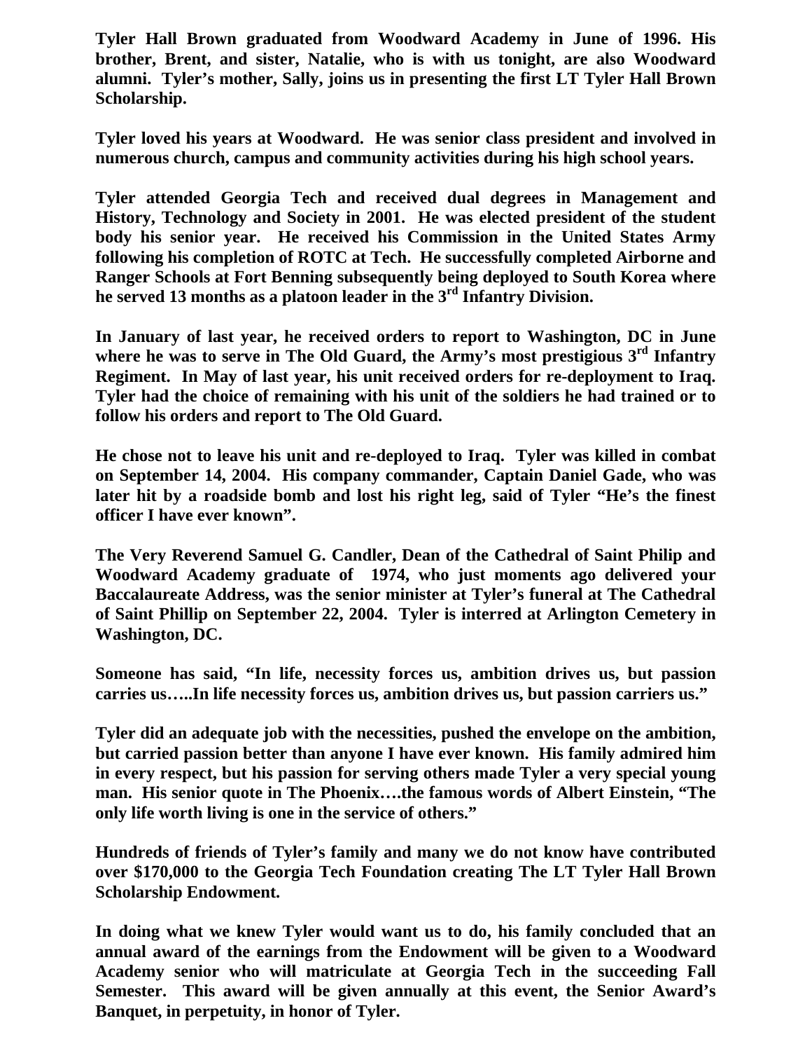**Tyler Hall Brown graduated from Woodward Academy in June of 1996. His brother, Brent, and sister, Natalie, who is with us tonight, are also Woodward alumni. Tyler's mother, Sally, joins us in presenting the first LT Tyler Hall Brown Scholarship.**

**Tyler loved his years at Woodward. He was senior class president and involved in numerous church, campus and community activities during his high school years.**

**Tyler attended Georgia Tech and received dual degrees in Management and History, Technology and Society in 2001. He was elected president of the student body his senior year. He received his Commission in the United States Army following his completion of ROTC at Tech. He successfully completed Airborne and Ranger Schools at Fort Benning subsequently being deployed to South Korea where he served 13 months as a platoon leader in the 3rd Infantry Division.**

**In January of last year, he received orders to report to Washington, DC in June where he was to serve in The Old Guard, the Army's most prestigious 3rd Infantry Regiment. In May of last year, his unit received orders for re-deployment to Iraq. Tyler had the choice of remaining with his unit of the soldiers he had trained or to follow his orders and report to The Old Guard.**

**He chose not to leave his unit and re-deployed to Iraq. Tyler was killed in combat on September 14, 2004. His company commander, Captain Daniel Gade, who was later hit by a roadside bomb and lost his right leg, said of Tyler "He's the finest officer I have ever known".**

**The Very Reverend Samuel G. Candler, Dean of the Cathedral of Saint Philip and Woodward Academy graduate of 1974, who just moments ago delivered your Baccalaureate Address, was the senior minister at Tyler's funeral at The Cathedral of Saint Phillip on September 22, 2004. Tyler is interred at Arlington Cemetery in Washington, DC.**

**Someone has said, "In life, necessity forces us, ambition drives us, but passion carries us…..In life necessity forces us, ambition drives us, but passion carriers us."**

**Tyler did an adequate job with the necessities, pushed the envelope on the ambition, but carried passion better than anyone I have ever known. His family admired him in every respect, but his passion for serving others made Tyler a very special young man. His senior quote in The Phoenix….the famous words of Albert Einstein, "The only life worth living is one in the service of others."**

**Hundreds of friends of Tyler's family and many we do not know have contributed over $170,000 to the Georgia Tech Foundation creating The LT Tyler Hall Brown Scholarship Endowment.**

**In doing what we knew Tyler would want us to do, his family concluded that an annual award of the earnings from the Endowment will be given to a Woodward Academy senior who will matriculate at Georgia Tech in the succeeding Fall Semester. This award will be given annually at this event, the Senior Award's Banquet, in perpetuity, in honor of Tyler.**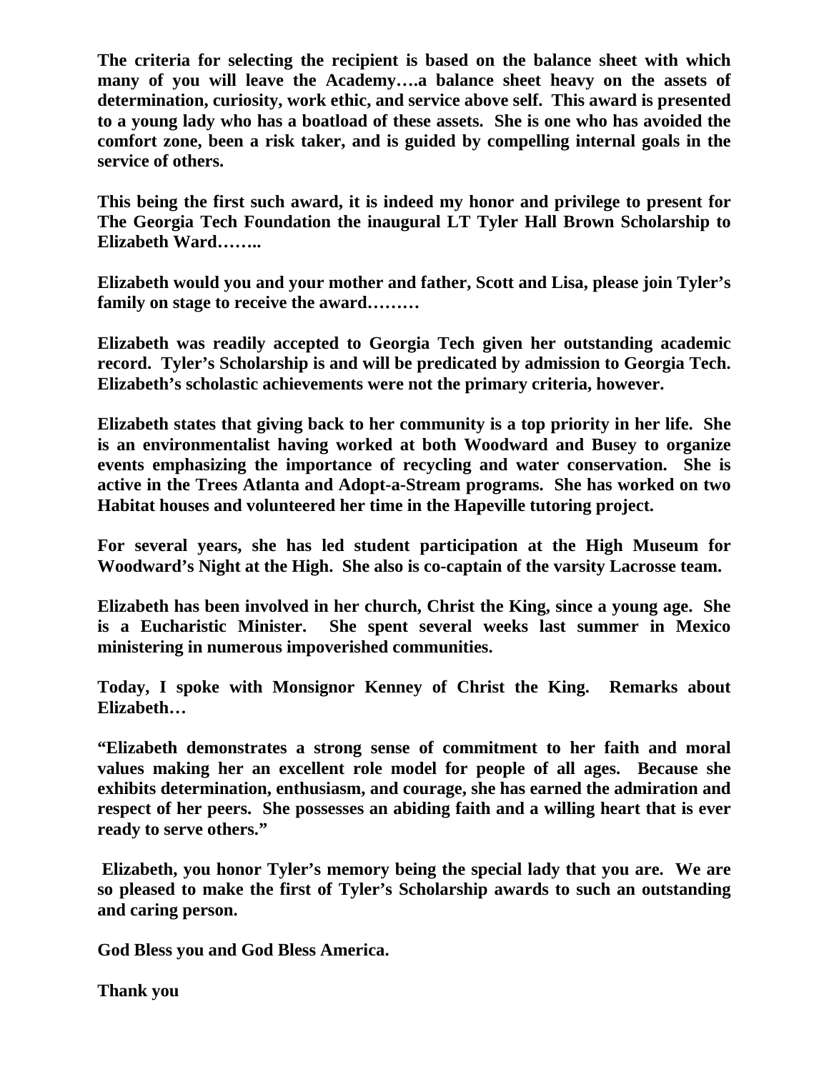**The criteria for selecting the recipient is based on the balance sheet with which many of you will leave the Academy….a balance sheet heavy on the assets of determination, curiosity, work ethic, and service above self. This award is presented to a young lady who has a boatload of these assets. She is one who has avoided the comfort zone, been a risk taker, and is guided by compelling internal goals in the service of others.**

**This being the first such award, it is indeed my honor and privilege to present for The Georgia Tech Foundation the inaugural LT Tyler Hall Brown Scholarship to Elizabeth Ward……..**

**Elizabeth would you and your mother and father, Scott and Lisa, please join Tyler's family on stage to receive the award………**

**Elizabeth was readily accepted to Georgia Tech given her outstanding academic record. Tyler's Scholarship is and will be predicated by admission to Georgia Tech. Elizabeth's scholastic achievements were not the primary criteria, however.**

**Elizabeth states that giving back to her community is a top priority in her life. She is an environmentalist having worked at both Woodward and Busey to organize events emphasizing the importance of recycling and water conservation. She is active in the Trees Atlanta and Adopt-a-Stream programs. She has worked on two Habitat houses and volunteered her time in the Hapeville tutoring project.**

**For several years, she has led student participation at the High Museum for Woodward's Night at the High. She also is co-captain of the varsity Lacrosse team.**

**Elizabeth has been involved in her church, Christ the King, since a young age. She is a Eucharistic Minister. She spent several weeks last summer in Mexico ministering in numerous impoverished communities.**

**Today, I spoke with Monsignor Kenney of Christ the King. Remarks about Elizabeth…**

**"Elizabeth demonstrates a strong sense of commitment to her faith and moral values making her an excellent role model for people of all ages. Because she exhibits determination, enthusiasm, and courage, she has earned the admiration and respect of her peers. She possesses an abiding faith and a willing heart that is ever ready to serve others."**

**Elizabeth, you honor Tyler's memory being the special lady that you are. We are so pleased to make the first of Tyler's Scholarship awards to such an outstanding and caring person.**

**God Bless you and God Bless America.**

**Thank you**